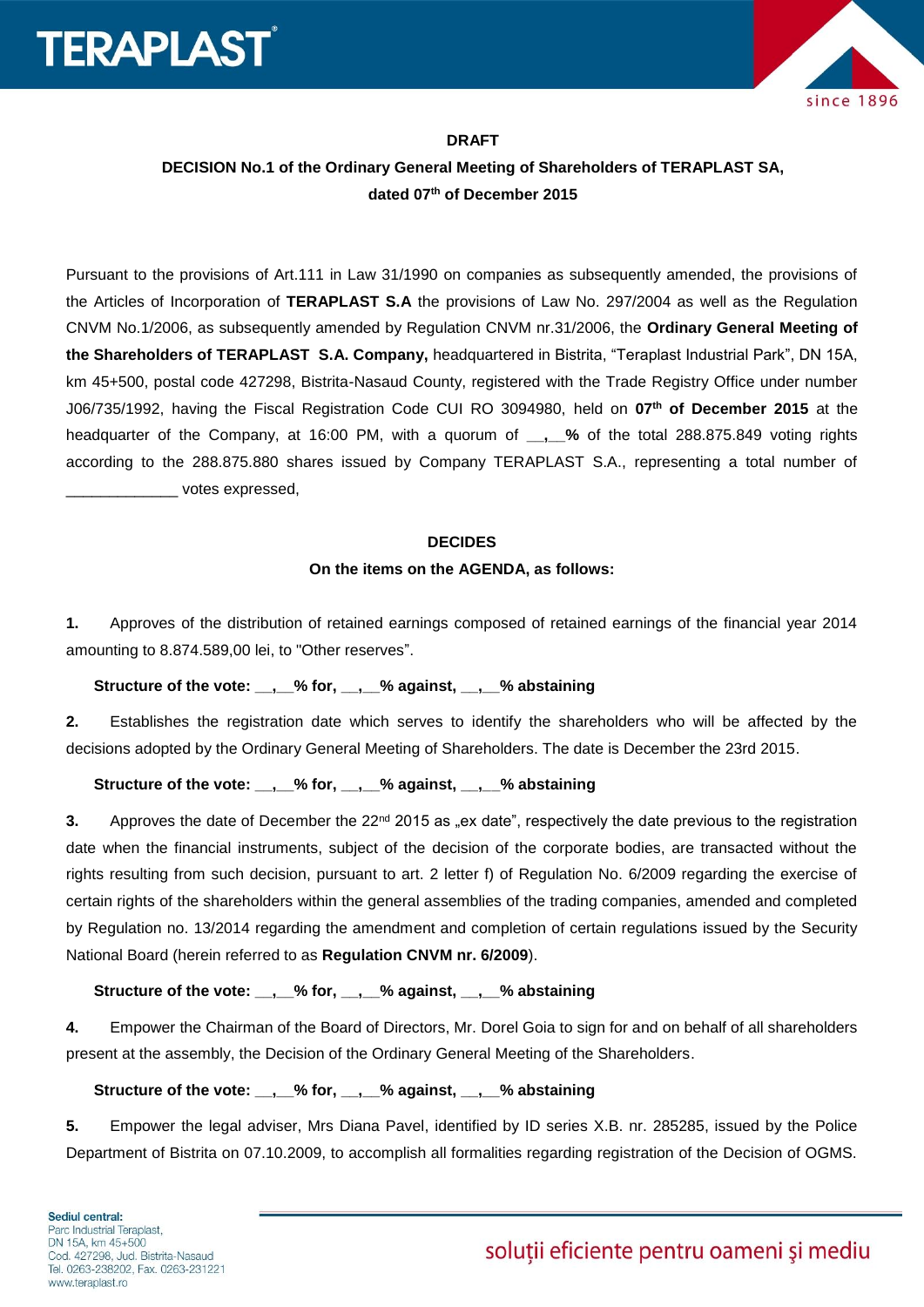**DRAFT**

**DECISION No.1 of the Ordinary General Meeting of Shareholders of TERAPLAST SA, dated 07th of December 2015**

Pursuant to the provisions of Art.111 in Law 31/1990 on companies as subsequently amended, the provisions of the Articles of Incorporation of **TERAPLAST S.A** the provisions of Law No. 297/2004 as well as the Regulation CNVM No.1/2006, as subsequently amended by Regulation CNVM nr.31/2006, the **Ordinary General Meeting of the Shareholders of TERAPLAST S.A. Company,** headquartered in Bistrita, “Teraplast Industrial Park”, DN 15A, km 45+500, postal code 427298, Bistrita-Nasaud County, registered with the Trade Registry Office under number J06/735/1992, having the Fiscal Registration Code CUI RO 3094980, held on **07th of December 2015** at the headquarter of the Company, at 16:00 PM, with a quorum of **__,__%** of the total 288.875.849 voting rights according to the 288.875.880 shares issued by Company TERAPLAST S.A., representing a total number of _____________ votes expressed,

**DECIDES**

**On the items on the AGENDA, as follows:**

**1.** Approves of the distribution of retained earnings composed of retained earnings of the financial year 2014 amounting to 8.874.589,00 lei, to "Other reserves”.

**Structure of the vote: __,__% for, __,__% against, __,__% abstaining**

**2.** Establishes the registration date which serves to identify the shareholders who will be affected by the decisions adopted by the Ordinary General Meeting of Shareholders. The date is December the 23rd 2015.

**Structure of the vote: __,__% for, __,__% against, __,__% abstaining**

**3.** Approves the date of December the 22nd 2015 as „ex date”, respectively the date previous to the registration date when the financial instruments, subject of the decision of the corporate bodies, are transacted without the rights resulting from such decision, pursuant to art. 2 letter f) of Regulation No. 6/2009 regarding the exercise of certain rights of the shareholders within the general assemblies of the trading companies, amended and completed by Regulation no. 13/2014 regarding the amendment and completion of certain regulations issued by the Security National Board (herein referred to as **Regulation CNVM nr. 6/2009**).

**Structure of the vote: __,__% for, __,__% against, __,__% abstaining**

**4.** Empower the Chairman of the Board of Directors, Mr. Dorel Goia to sign for and on behalf of all shareholders present at the assembly, the Decision of the Ordinary General Meeting of the Shareholders.

**Structure of the vote: __,__% for, __,__% against, __,__% abstaining**

**5.** Empower the legal adviser, Mrs Diana Pavel, identified by ID series X.B. nr. 285285, issued by the Police Department of Bistrita on 07.10.2009, to accomplish all formalities regarding registration of the Decision of OGMS.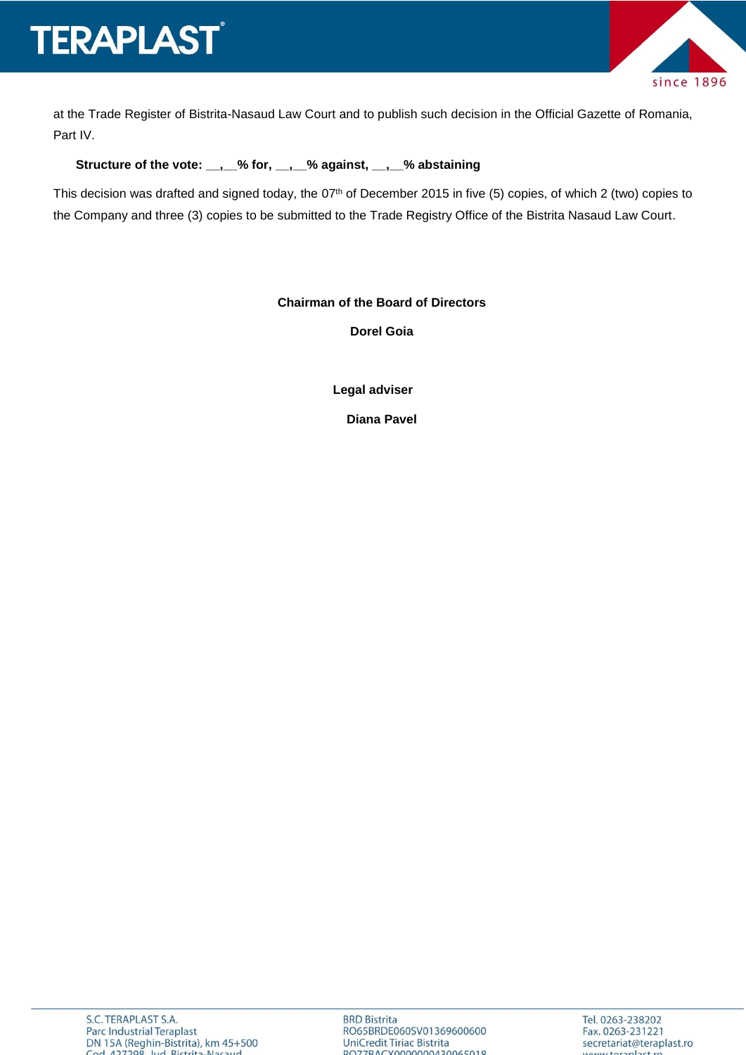at the Trade Register of Bistrita-Nasaud Law Court and to publish such decision in the Official Gazette of Romania, Part IV.

**Structure of the vote: __,__% for, __,__% against, __,__% abstaining**

This decision was drafted and signed today, the 07th of December 2015 in five (5) copies, of which 2 (two) copies to the Company and three (3) copies to be submitted to the Trade Registry Office of the Bistrita Nasaud Law Court.

**Chairman of the Board of Directors**

**Dorel Goia**

**Legal adviser**

**Diana Pavel**